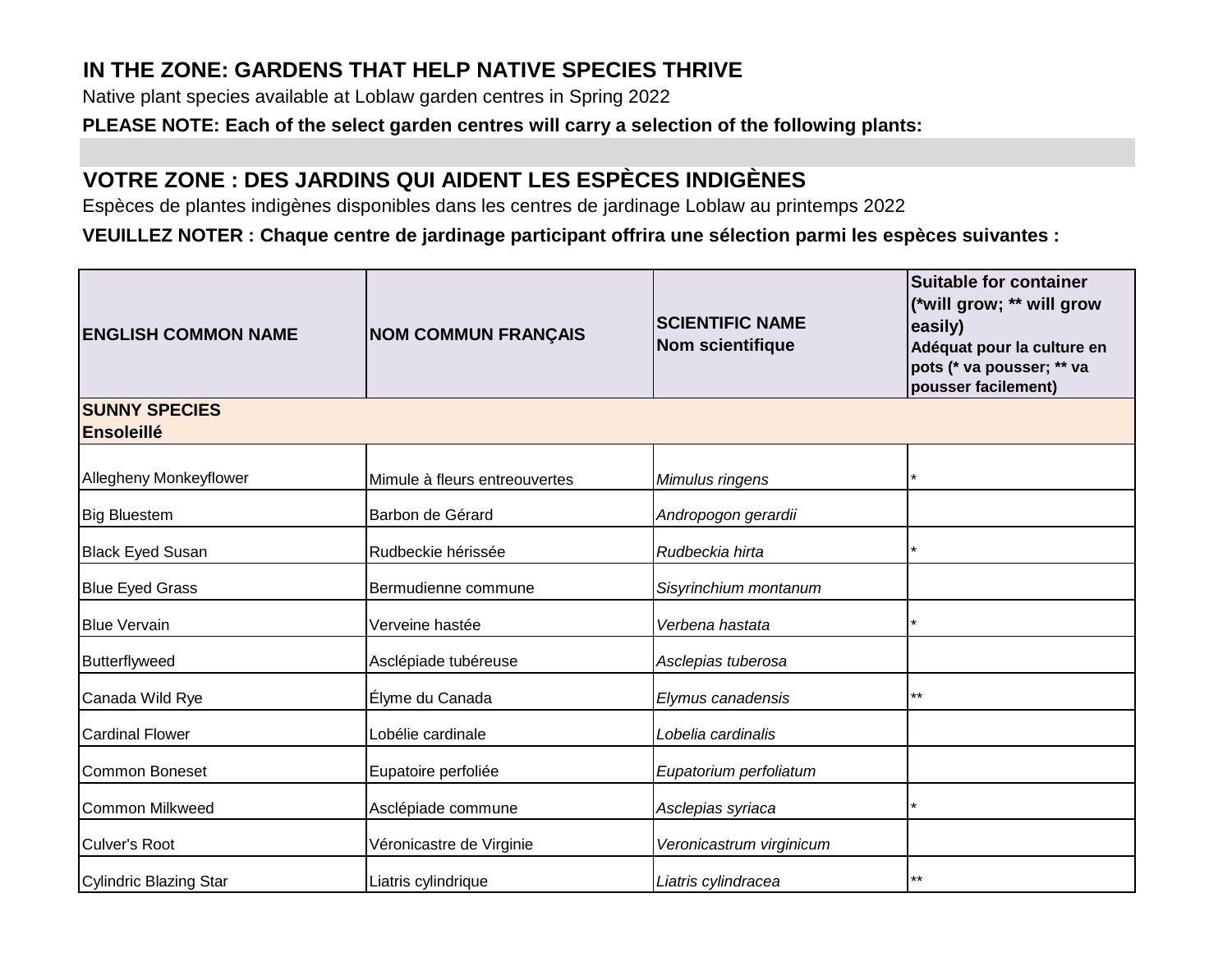## IN THE ZONE: GARDENS THAT HELP NATIVE SPECIES THRIVE

Native plant species available at Loblaw garden centres in Spring 2022

**PLEASE NOTE: Each of the select garden centres will carry a selection of the following plants:**

## VOTRE ZONE : DES JARDINS QUI AIDENT LES ESPÈCES INDIGÈNES

Espèces de plantes indigènes disponibles dans les centres de jardinage Loblaw au printemps 2022

**VEUILLEZ NOTER : Chaque centre de jardinage participant offrira une sélection parmi les espèces suivantes :**

| ENGLISH COMMON NAME | NOM COMMUN FRANÇAIS | SCIENTIFIC NAME<br>Nom scientifique | Suitable for container (*will grow; ** will grow easily)<br>Adéquat pour la culture en pots (* va pousser; ** va pousser facilement) |
|---|---|---|---|
| **SUNNY SPECIES<br>Ensoleillé** | | | |
| Allegheny Monkeyflower | Mimule à fleurs entreouvertes | *Mimulus ringens* | * |
| Big Bluestem | Barbon de Gérard | *Andropogon gerardii* | |
| Black Eyed Susan | Rudbeckie hérissée | *Rudbeckia hirta* | * |
| Blue Eyed Grass | Bermudienne commune | *Sisyrinchium montanum* | |
| Blue Vervain | Verveine hastée | *Verbena hastata* | * |
| Butterflyweed | Asclépiade tubéreuse | *Asclepias tuberosa* | |
| Canada Wild Rye | Élyme du Canada | *Elymus canadensis* | ** |
| Cardinal Flower | Lobélie cardinale | *Lobelia cardinalis* | |
| Common Boneset | Eupatoire perfoliée | *Eupatorium perfoliatum* | |
| Common Milkweed | Asclépiade commune | *Asclepias syriaca* | * |
| Culver's Root | Véronicastre de Virginie | *Veronicastrum virginicum* | |
| Cylindric Blazing Star | Liatris cylindrique | *Liatris cylindracea* | ** |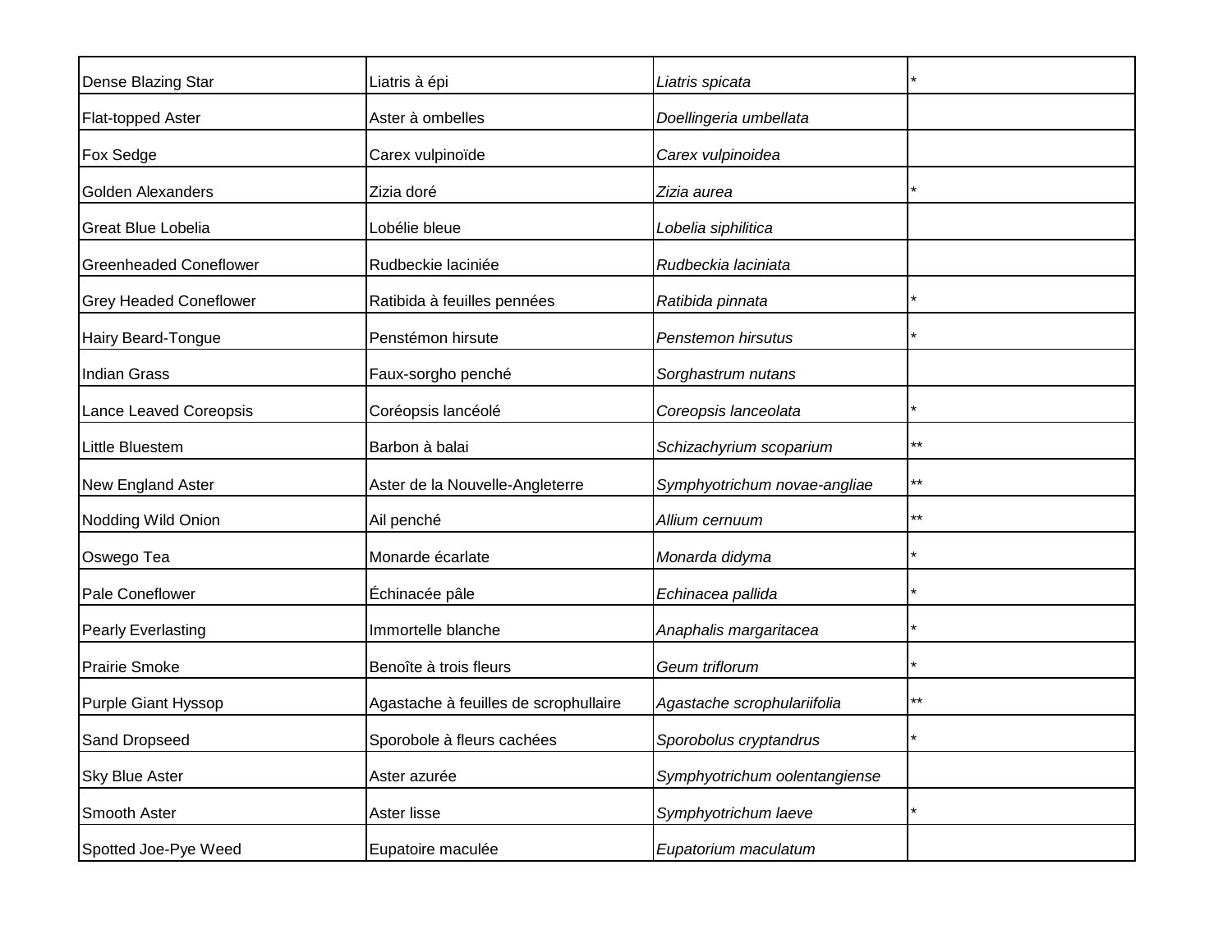| | | | |
|---|---|---|---|
| Dense Blazing Star | Liatris à épi | *Liatris spicata* | * |
| Flat-topped Aster | Aster à ombelles | *Doellingeria umbellata* | |
| Fox Sedge | Carex vulpinoïde | *Carex vulpinoidea* | |
| Golden Alexanders | Zizia doré | *Zizia aurea* | * |
| Great Blue Lobelia | Lobélie bleue | *Lobelia siphilitica* | |
| Greenheaded Coneflower | Rudbeckie laciniée | *Rudbeckia laciniata* | |
| Grey Headed Coneflower | Ratibida à feuilles pennées | *Ratibida pinnata* | * |
| Hairy Beard-Tongue | Penstémon hirsute | *Penstemon hirsutus* | * |
| Indian Grass | Faux-sorgho penché | *Sorghastrum nutans* | |
| Lance Leaved Coreopsis | Coréopsis lancéolé | *Coreopsis lanceolata* | * |
| Little Bluestem | Barbon à balai | *Schizachyrium scoparium* | ** |
| New England Aster | Aster de la Nouvelle-Angleterre | *Symphyotrichum novae-angliae* | ** |
| Nodding Wild Onion | Ail penché | *Allium cernuum* | ** |
| Oswego Tea | Monarde écarlate | *Monarda didyma* | * |
| Pale Coneflower | Échinacée pâle | *Echinacea pallida* | * |
| Pearly Everlasting | Immortelle blanche | *Anaphalis margaritacea* | * |
| Prairie Smoke | Benoîte à trois fleurs | *Geum triflorum* | * |
| Purple Giant Hyssop | Agastache à feuilles de scrophullaire | *Agastache scrophulariifolia* | ** |
| Sand Dropseed | Sporobole à fleurs cachées | *Sporobolus cryptandrus* | * |
| Sky Blue Aster | Aster azurée | *Symphyotrichum oolentangiense* | |
| Smooth Aster | Aster lisse | *Symphyotrichum laeve* | * |
| Spotted Joe-Pye Weed | Eupatoire maculée | *Eupatorium maculatum* | |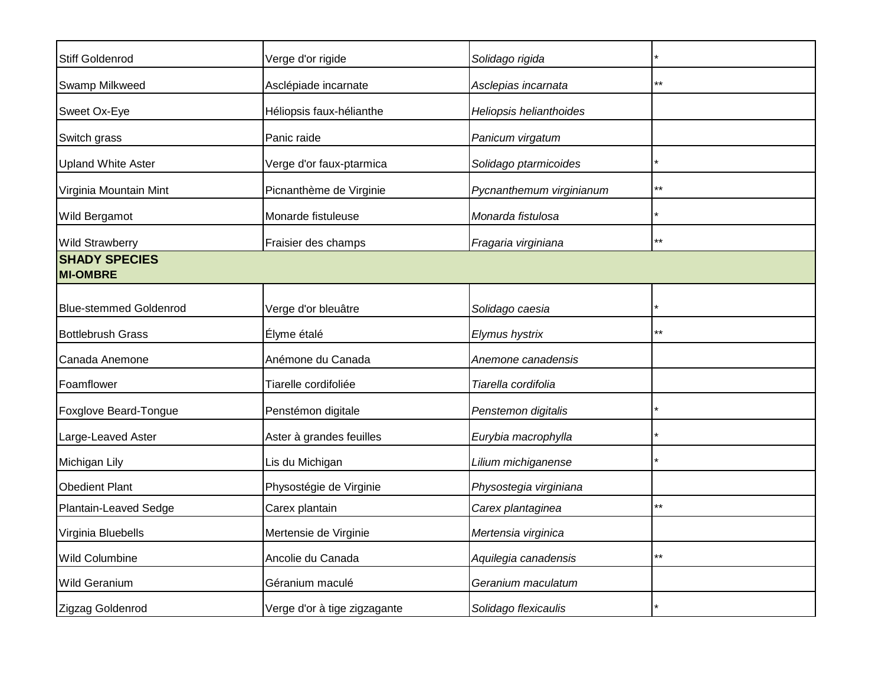| | | | |
|---|---|---|---|
| Stiff Goldenrod | Verge d'or rigide | *Solidago rigida* | * |
| Swamp Milkweed | Asclépiade incarnate | *Asclepias incarnata* | ** |
| Sweet Ox-Eye | Héliopsis faux-hélianthe | *Heliopsis helianthoides* | |
| Switch grass | Panic raide | *Panicum virgatum* | |
| Upland White Aster | Verge d'or faux-ptarmica | *Solidago ptarmicoides* | * |
| Virginia Mountain Mint | Picnanthème de Virginie | *Pycnanthemum virginianum* | ** |
| Wild Bergamot | Monarde fistuleuse | *Monarda fistulosa* | * |
| Wild Strawberry | Fraisier des champs | *Fragaria virginiana* | ** |
| **SHADY SPECIES** **MI-OMBRE** | | | |
| Blue-stemmed Goldenrod | Verge d'or bleuâtre | *Solidago caesia* | * |
| Bottlebrush Grass | Élyme étalé | *Elymus hystrix* | ** |
| Canada Anemone | Anémone du Canada | *Anemone canadensis* | |
| Foamflower | Tiarelle cordifoliée | *Tiarella cordifolia* | |
| Foxglove Beard-Tongue | Penstémon digitale | *Penstemon digitalis* | * |
| Large-Leaved Aster | Aster à grandes feuilles | *Eurybia macrophylla* | * |
| Michigan Lily | Lis du Michigan | *Lilium michiganense* | * |
| Obedient Plant | Physostégie de Virginie | *Physostegia virginiana* | |
| Plantain-Leaved Sedge | Carex plantain | *Carex plantaginea* | ** |
| Virginia Bluebells | Mertensie de Virginie | *Mertensia virginica* | |
| Wild Columbine | Ancolie du Canada | *Aquilegia canadensis* | ** |
| Wild Geranium | Géranium maculé | *Geranium maculatum* | |
| Zigzag Goldenrod | Verge d'or à tige zigzagante | *Solidago flexicaulis* | * |